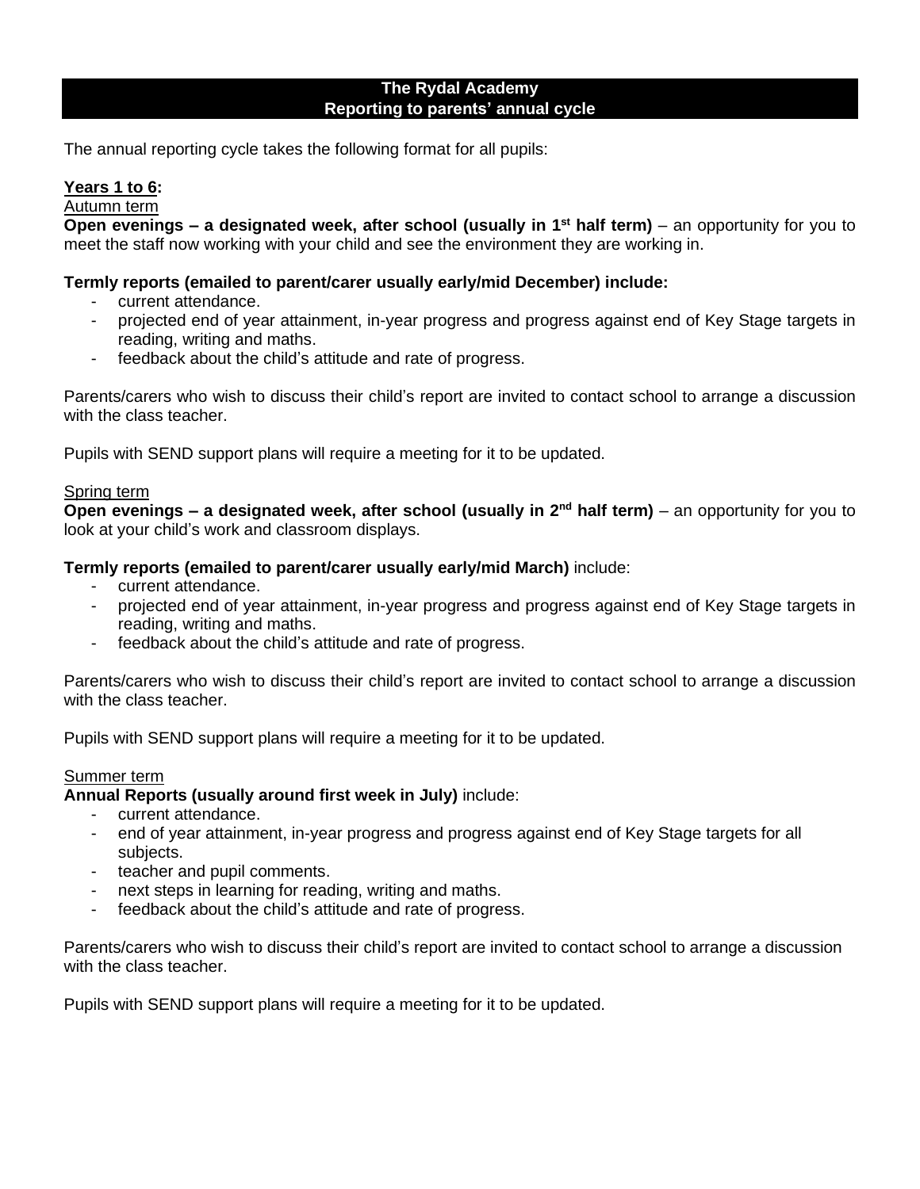# The Rydal Academy
## Reporting to parents' annual cycle

The annual reporting cycle takes the following format for all pupils:

**Years 1 to 6:**

Autumn term

**Open evenings – a designated week, after school (usually in 1st half term)** – an opportunity for you to meet the staff now working with your child and see the environment they are working in.

**Termly reports (emailed to parent/carer usually early/mid December) include:**

- current attendance.
- projected end of year attainment, in-year progress and progress against end of Key Stage targets in reading, writing and maths.
- feedback about the child's attitude and rate of progress.

Parents/carers who wish to discuss their child's report are invited to contact school to arrange a discussion with the class teacher.

Pupils with SEND support plans will require a meeting for it to be updated.

Spring term

**Open evenings – a designated week, after school (usually in 2nd half term)** – an opportunity for you to look at your child's work and classroom displays.

**Termly reports (emailed to parent/carer usually early/mid March)** include:

- current attendance.
- projected end of year attainment, in-year progress and progress against end of Key Stage targets in reading, writing and maths.
- feedback about the child's attitude and rate of progress.

Parents/carers who wish to discuss their child's report are invited to contact school to arrange a discussion with the class teacher.

Pupils with SEND support plans will require a meeting for it to be updated.

Summer term

**Annual Reports (usually around first week in July)** include:

- current attendance.
- end of year attainment, in-year progress and progress against end of Key Stage targets for all subjects.
- teacher and pupil comments.
- next steps in learning for reading, writing and maths.
- feedback about the child's attitude and rate of progress.

Parents/carers who wish to discuss their child's report are invited to contact school to arrange a discussion with the class teacher.

Pupils with SEND support plans will require a meeting for it to be updated.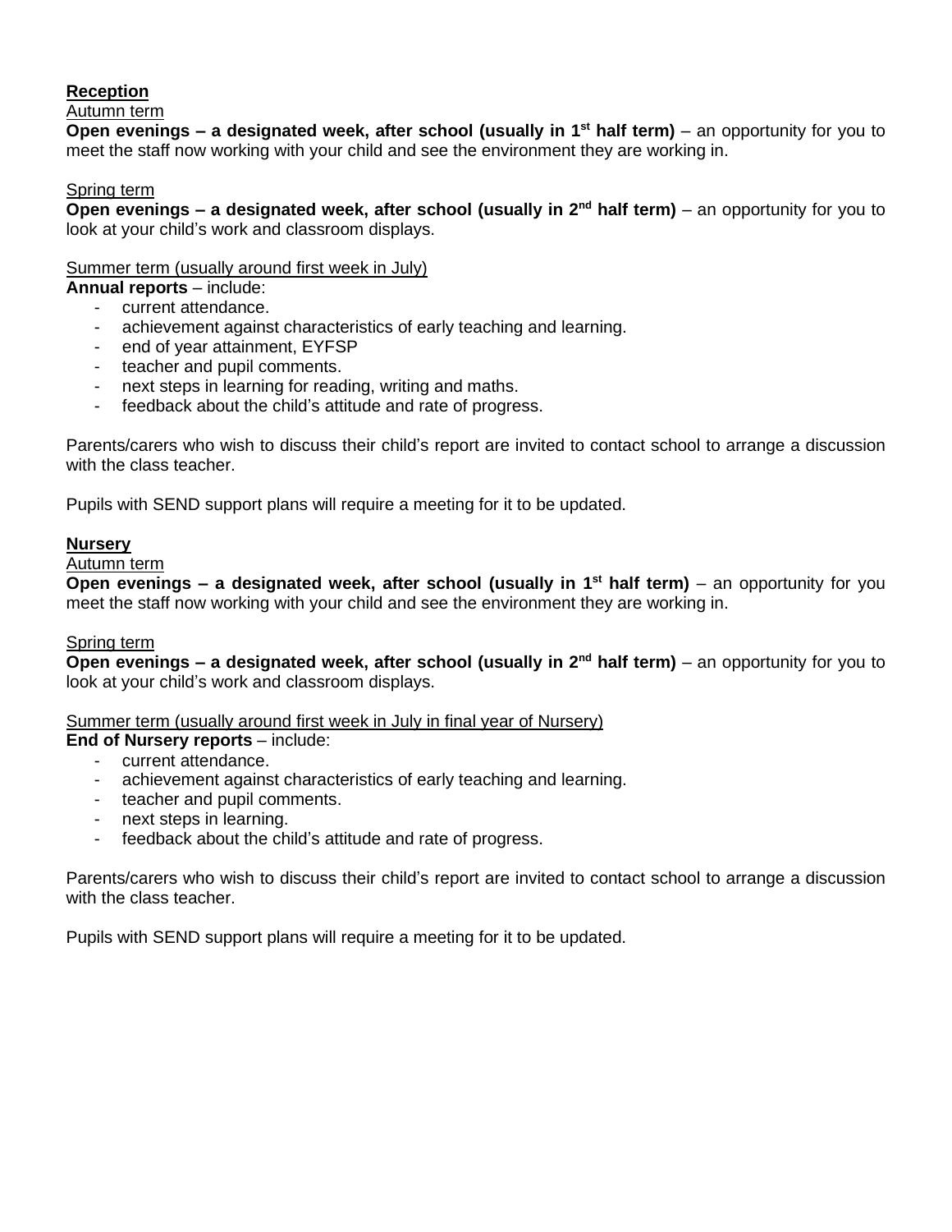**Reception**

Autumn term

**Open evenings – a designated week, after school (usually in 1st half term)** – an opportunity for you to meet the staff now working with your child and see the environment they are working in.

Spring term

**Open evenings – a designated week, after school (usually in 2nd half term)** – an opportunity for you to look at your child's work and classroom displays.

Summer term (usually around first week in July)

**Annual reports** – include:

- current attendance.
- achievement against characteristics of early teaching and learning.
- end of year attainment, EYFSP
- teacher and pupil comments.
- next steps in learning for reading, writing and maths.
- feedback about the child's attitude and rate of progress.

Parents/carers who wish to discuss their child's report are invited to contact school to arrange a discussion with the class teacher.

Pupils with SEND support plans will require a meeting for it to be updated.

**Nursery**

Autumn term

**Open evenings – a designated week, after school (usually in 1st half term)** – an opportunity for you meet the staff now working with your child and see the environment they are working in.

Spring term

**Open evenings – a designated week, after school (usually in 2nd half term)** – an opportunity for you to look at your child's work and classroom displays.

Summer term (usually around first week in July in final year of Nursery)

**End of Nursery reports** – include:

- current attendance.
- achievement against characteristics of early teaching and learning.
- teacher and pupil comments.
- next steps in learning.
- feedback about the child's attitude and rate of progress.

Parents/carers who wish to discuss their child's report are invited to contact school to arrange a discussion with the class teacher.

Pupils with SEND support plans will require a meeting for it to be updated.